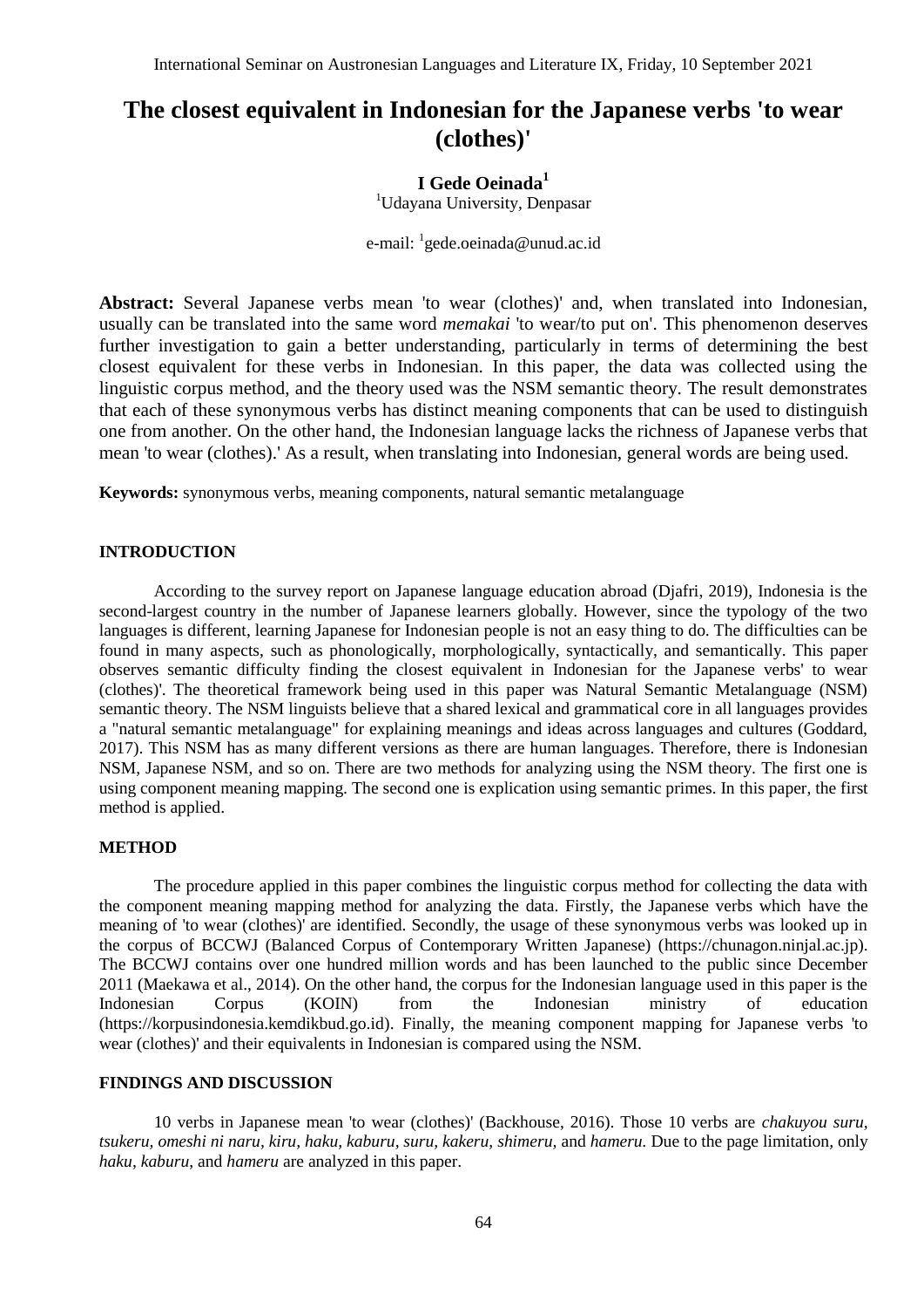# The closest equivalent in Indonesian for the Japanese verbs 'to wear (clothes)'

**I Gede Oeinada**[1]

[1]Udayana University, Denpasar

e-mail: [1]gede.oeinada@unud.ac.id

**Abstract:** Several Japanese verbs mean 'to wear (clothes)' and, when translated into Indonesian, usually can be translated into the same word *memakai* 'to wear/to put on'. This phenomenon deserves further investigation to gain a better understanding, particularly in terms of determining the best closest equivalent for these verbs in Indonesian. In this paper, the data was collected using the linguistic corpus method, and the theory used was the NSM semantic theory. The result demonstrates that each of these synonymous verbs has distinct meaning components that can be used to distinguish one from another. On the other hand, the Indonesian language lacks the richness of Japanese verbs that mean 'to wear (clothes).' As a result, when translating into Indonesian, general words are being used.

**Keywords:** synonymous verbs, meaning components, natural semantic metalanguage

## INTRODUCTION

According to the survey report on Japanese language education abroad (Djafri, 2019), Indonesia is the second-largest country in the number of Japanese learners globally. However, since the typology of the two languages is different, learning Japanese for Indonesian people is not an easy thing to do. The difficulties can be found in many aspects, such as phonologically, morphologically, syntactically, and semantically. This paper observes semantic difficulty finding the closest equivalent in Indonesian for the Japanese verbs' to wear (clothes)'. The theoretical framework being used in this paper was Natural Semantic Metalanguage (NSM) semantic theory. The NSM linguists believe that a shared lexical and grammatical core in all languages provides a "natural semantic metalanguage" for explaining meanings and ideas across languages and cultures (Goddard, 2017). This NSM has as many different versions as there are human languages. Therefore, there is Indonesian NSM, Japanese NSM, and so on. There are two methods for analyzing using the NSM theory. The first one is using component meaning mapping. The second one is explication using semantic primes. In this paper, the first method is applied.

## METHOD

The procedure applied in this paper combines the linguistic corpus method for collecting the data with the component meaning mapping method for analyzing the data. Firstly, the Japanese verbs which have the meaning of 'to wear (clothes)' are identified. Secondly, the usage of these synonymous verbs was looked up in the corpus of BCCWJ (Balanced Corpus of Contemporary Written Japanese) (https://chunagon.ninjal.ac.jp). The BCCWJ contains over one hundred million words and has been launched to the public since December 2011 (Maekawa et al., 2014). On the other hand, the corpus for the Indonesian language used in this paper is the Indonesian Corpus (KOIN) from the Indonesian ministry of education (https://korpusindonesia.kemdikbud.go.id). Finally, the meaning component mapping for Japanese verbs 'to wear (clothes)' and their equivalents in Indonesian is compared using the NSM.

## FINDINGS AND DISCUSSION

10 verbs in Japanese mean 'to wear (clothes)' (Backhouse, 2016). Those 10 verbs are *chakuyou suru, tsukeru, omeshi ni naru, kiru, haku, kaburu, suru, kakeru, shimeru,* and *hameru.* Due to the page limitation, only *haku, kaburu*, and *hameru* are analyzed in this paper.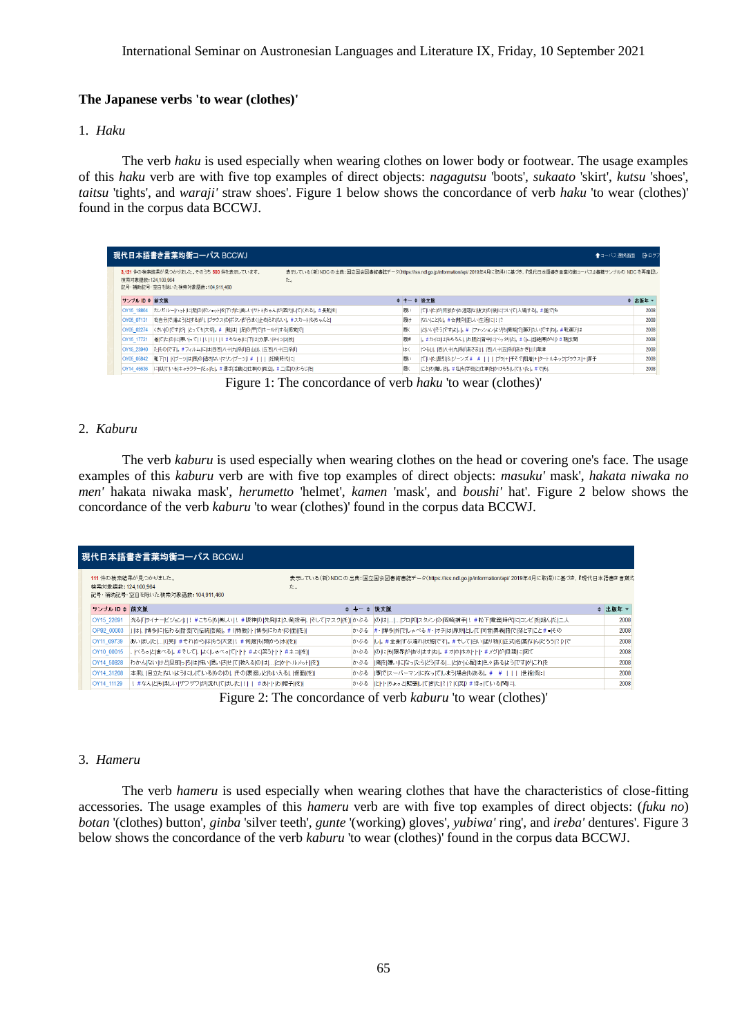### The Japanese verbs 'to wear (clothes)'

1. *Haku*

The verb *haku* is used especially when wearing clothes on lower body or footwear. The usage examples of this *haku* verb are with five top examples of direct objects: *nagagutsu* 'boots', *sukaato* 'skirt', *kutsu* 'shoes', *taitsu* 'tights', and *waraji'* straw shoes'. Figure 1 below shows the concordance of verb *haku* 'to wear (clothes)' found in the corpus data BCCWJ.

Figure 1: The concordance of verb *haku* 'to wear (clothes)'

2. *Kaburu*

The verb *kaburu* is used especially when wearing clothes on the head or covering one's face. The usage examples of this *kaburu* verb are with five top examples of direct objects: *masuku'* mask', *hakata niwaka no men'* hakata niwaka mask', *herumetto* 'helmet', *kamen* 'mask', and *boushi'* hat'. Figure 2 below shows the concordance of the verb *kaburu* 'to wear (clothes)' found in the corpus data BCCWJ.

Figure 2: The concordance of verb *kaburu* 'to wear (clothes)'

3. *Hameru*

The verb *hameru* is used especially when wearing clothes that have the characteristics of close-fitting accessories. The usage examples of this *hameru* verb are with five top examples of direct objects: (*fuku no*) *botan* '(clothes) button', *ginba* 'silver teeth', *gunte* '(working) gloves', *yubiwa'* ring', and *ireba'* dentures'. Figure 3 below shows the concordance of the verb *kaburu* 'to wear (clothes)' found in the corpus data BCCWJ.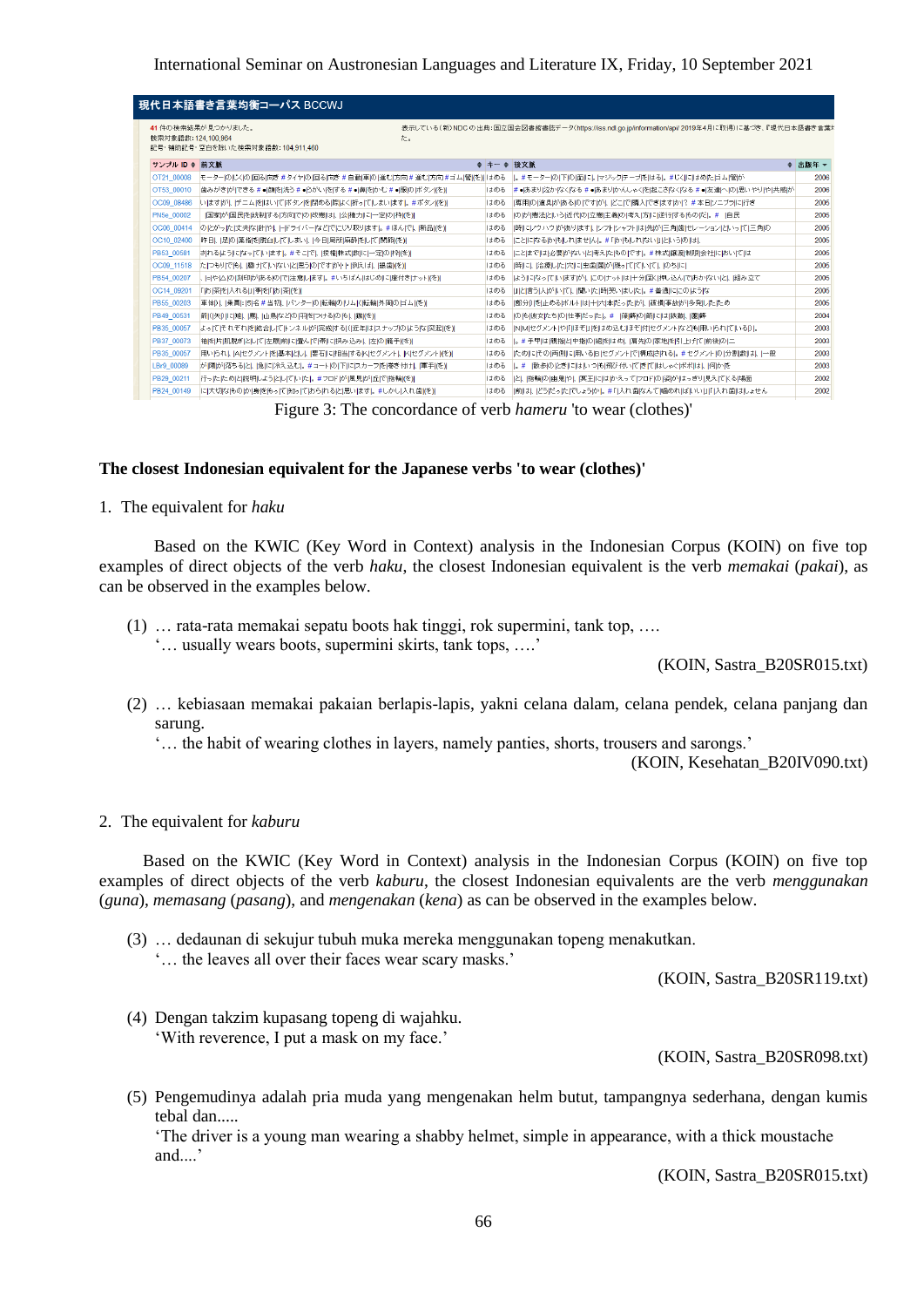Figure 3: The concordance of verb *hameru* 'to wear (clothes)'

**The closest Indonesian equivalent for the Japanese verbs 'to wear (clothes)'**

1. The equivalent for *haku*

Based on the KWIC (Key Word in Context) analysis in the Indonesian Corpus (KOIN) on five top examples of direct objects of the verb *haku*, the closest Indonesian equivalent is the verb *memakai* (*pakai*), as can be observed in the examples below.

(1) … rata-rata memakai sepatu boots hak tinggi, rok supermini, tank top, ….
'… usually wears boots, supermini skirts, tank tops, ….'

(KOIN, Sastra_B20SR015.txt)

(2) … kebiasaan memakai pakaian berlapis-lapis, yakni celana dalam, celana pendek, celana panjang dan sarung.
'… the habit of wearing clothes in layers, namely panties, shorts, trousers and sarongs.'

(KOIN, Kesehatan_B20IV090.txt)

2. The equivalent for *kaburu*

Based on the KWIC (Key Word in Context) analysis in the Indonesian Corpus (KOIN) on five top examples of direct objects of the verb *kaburu*, the closest Indonesian equivalents are the verb *menggunakan* (*guna*), *memasang* (*pasang*), and *mengenakan* (*kena*) as can be observed in the examples below.

(3) … dedaunan di sekujur tubuh muka mereka menggunakan topeng menakutkan.
'… the leaves all over their faces wear scary masks.'

(KOIN, Sastra_B20SR119.txt)

(4) Dengan takzim kupasang topeng di wajahku.
'With reverence, I put a mask on my face.'

(KOIN, Sastra_B20SR098.txt)

(5) Pengemudinya adalah pria muda yang mengenakan helm butut, tampangnya sederhana, dengan kumis tebal dan.....
'The driver is a young man wearing a shabby helmet, simple in appearance, with a thick moustache and....'

(KOIN, Sastra_B20SR015.txt)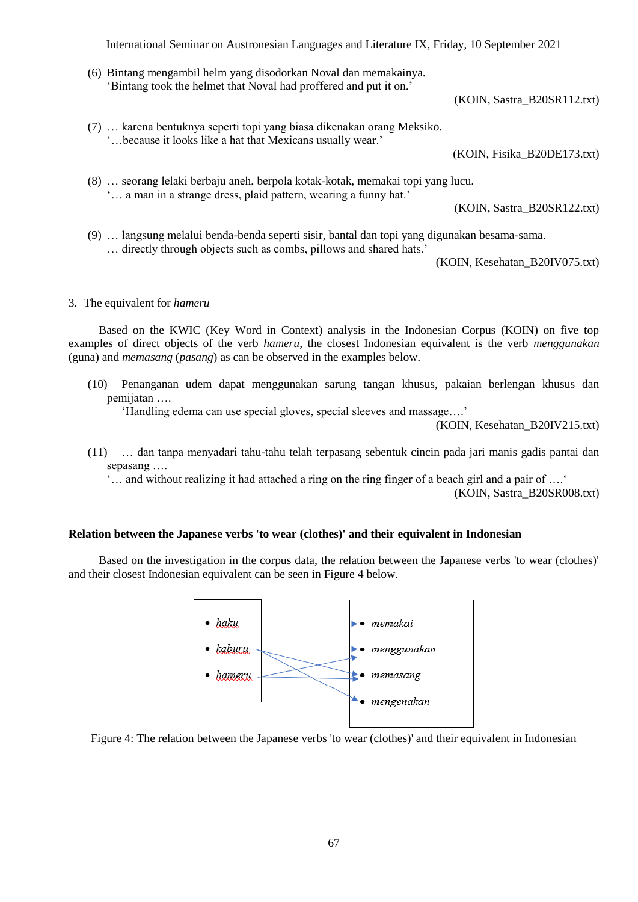(6) Bintang mengambil helm yang disodorkan Noval dan memakainya.
'Bintang took the helmet that Noval had proffered and put it on.'

(KOIN, Sastra_B20SR112.txt)

(7) … karena bentuknya seperti topi yang biasa dikenakan orang Meksiko.
'…because it looks like a hat that Mexicans usually wear.'

(KOIN, Fisika_B20DE173.txt)

(8) … seorang lelaki berbaju aneh, berpola kotak-kotak, memakai topi yang lucu.
'… a man in a strange dress, plaid pattern, wearing a funny hat.'

(KOIN, Sastra_B20SR122.txt)

(9) … langsung melalui benda-benda seperti sisir, bantal dan topi yang digunakan besama-sama.
… directly through objects such as combs, pillows and shared hats.'

(KOIN, Kesehatan_B20IV075.txt)

3. The equivalent for *hameru*

Based on the KWIC (Key Word in Context) analysis in the Indonesian Corpus (KOIN) on five top examples of direct objects of the verb *hameru*, the closest Indonesian equivalent is the verb *menggunakan* (guna) and *memasang* (*pasang*) as can be observed in the examples below.

(10) Penanganan udem dapat menggunakan sarung tangan khusus, pakaian berlengan khusus dan pemijatan ….
'Handling edema can use special gloves, special sleeves and massage….'

(KOIN, Kesehatan_B20IV215.txt)

(11) … dan tanpa menyadari tahu-tahu telah terpasang sebentuk cincin pada jari manis gadis pantai dan sepasang ….
'… and without realizing it had attached a ring on the ring finger of a beach girl and a pair of ….'

(KOIN, Sastra_B20SR008.txt)

**Relation between the Japanese verbs 'to wear (clothes)' and their equivalent in Indonesian**

Based on the investigation in the corpus data, the relation between the Japanese verbs 'to wear (clothes)' and their closest Indonesian equivalent can be seen in Figure 4 below.

- *haku*
- *kaburu*
- *hameru*

- *memakai*
- *menggunakan*
- *memasang*
- *mengenakan*

Figure 4: The relation between the Japanese verbs 'to wear (clothes)' and their equivalent in Indonesian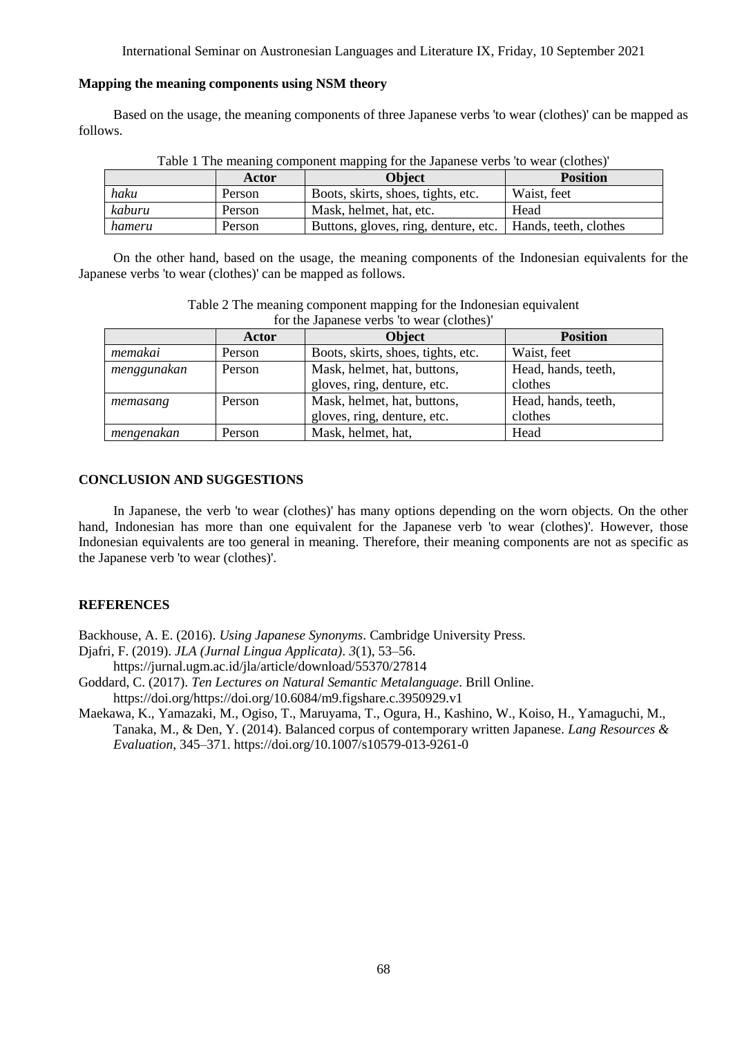### Mapping the meaning components using NSM theory

Based on the usage, the meaning components of three Japanese verbs 'to wear (clothes)' can be mapped as follows.

Table 1 The meaning component mapping for the Japanese verbs 'to wear (clothes)'

| | Actor | Object | Position |
|---|---|---|---|
| *haku* | Person | Boots, skirts, shoes, tights, etc. | Waist, feet |
| *kaburu* | Person | Mask, helmet, hat, etc. | Head |
| *hameru* | Person | Buttons, gloves, ring, denture, etc. | Hands, teeth, clothes |

On the other hand, based on the usage, the meaning components of the Indonesian equivalents for the Japanese verbs 'to wear (clothes)' can be mapped as follows.

Table 2 The meaning component mapping for the Indonesian equivalent for the Japanese verbs 'to wear (clothes)'

| | Actor | Object | Position |
|---|---|---|---|
| *memakai* | Person | Boots, skirts, shoes, tights, etc. | Waist, feet |
| *menggunakan* | Person | Mask, helmet, hat, buttons, gloves, ring, denture, etc. | Head, hands, teeth, clothes |
| *memasang* | Person | Mask, helmet, hat, buttons, gloves, ring, denture, etc. | Head, hands, teeth, clothes |
| *mengenakan* | Person | Mask, helmet, hat, | Head |

## CONCLUSION AND SUGGESTIONS

In Japanese, the verb 'to wear (clothes)' has many options depending on the worn objects. On the other hand, Indonesian has more than one equivalent for the Japanese verb 'to wear (clothes)'. However, those Indonesian equivalents are too general in meaning. Therefore, their meaning components are not as specific as the Japanese verb 'to wear (clothes)'.

## REFERENCES

Backhouse, A. E. (2016). *Using Japanese Synonyms*. Cambridge University Press.

Djafri, F. (2019). *JLA (Jurnal Lingua Applicata)*. *3*(1), 53–56. https://jurnal.ugm.ac.id/jla/article/download/55370/27814

Goddard, C. (2017). *Ten Lectures on Natural Semantic Metalanguage*. Brill Online. https://doi.org/https://doi.org/10.6084/m9.figshare.c.3950929.v1

Maekawa, K., Yamazaki, M., Ogiso, T., Maruyama, T., Ogura, H., Kashino, W., Koiso, H., Yamaguchi, M., Tanaka, M., & Den, Y. (2014). Balanced corpus of contemporary written Japanese. *Lang Resources & Evaluation*, 345–371. https://doi.org/10.1007/s10579-013-9261-0